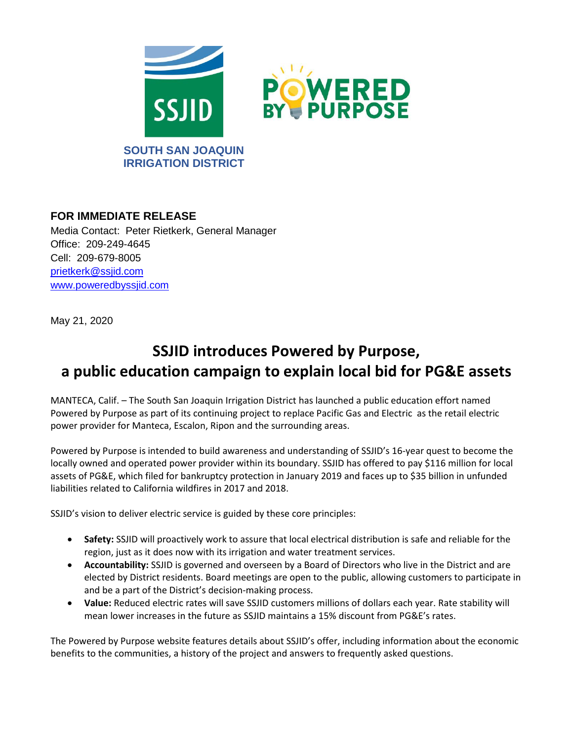SOUTH SAN JOAQUIN
IRRIGATION DISTRICT

**FOR IMMEDIATE RELEASE**
Media Contact: Peter Rietkerk, General Manager
Office: 209-249-4645
Cell: 209-679-8005
prietkerk@ssjid.com
www.poweredbyssjid.com

May 21, 2020

# SSJID introduces Powered by Purpose, a public education campaign to explain local bid for PG&E assets

MANTECA, Calif. – The South San Joaquin Irrigation District has launched a public education effort named Powered by Purpose as part of its continuing project to replace Pacific Gas and Electric as the retail electric power provider for Manteca, Escalon, Ripon and the surrounding areas.

Powered by Purpose is intended to build awareness and understanding of SSJID's 16-year quest to become the locally owned and operated power provider within its boundary. SSJID has offered to pay $116 million for local assets of PG&E, which filed for bankruptcy protection in January 2019 and faces up to $35 billion in unfunded liabilities related to California wildfires in 2017 and 2018.

SSJID's vision to deliver electric service is guided by these core principles:

- **Safety:** SSJID will proactively work to assure that local electrical distribution is safe and reliable for the region, just as it does now with its irrigation and water treatment services.
- **Accountability:** SSJID is governed and overseen by a Board of Directors who live in the District and are elected by District residents. Board meetings are open to the public, allowing customers to participate in and be a part of the District's decision-making process.
- **Value:** Reduced electric rates will save SSJID customers millions of dollars each year. Rate stability will mean lower increases in the future as SSJID maintains a 15% discount from PG&E's rates.

The Powered by Purpose website features details about SSJID's offer, including information about the economic benefits to the communities, a history of the project and answers to frequently asked questions.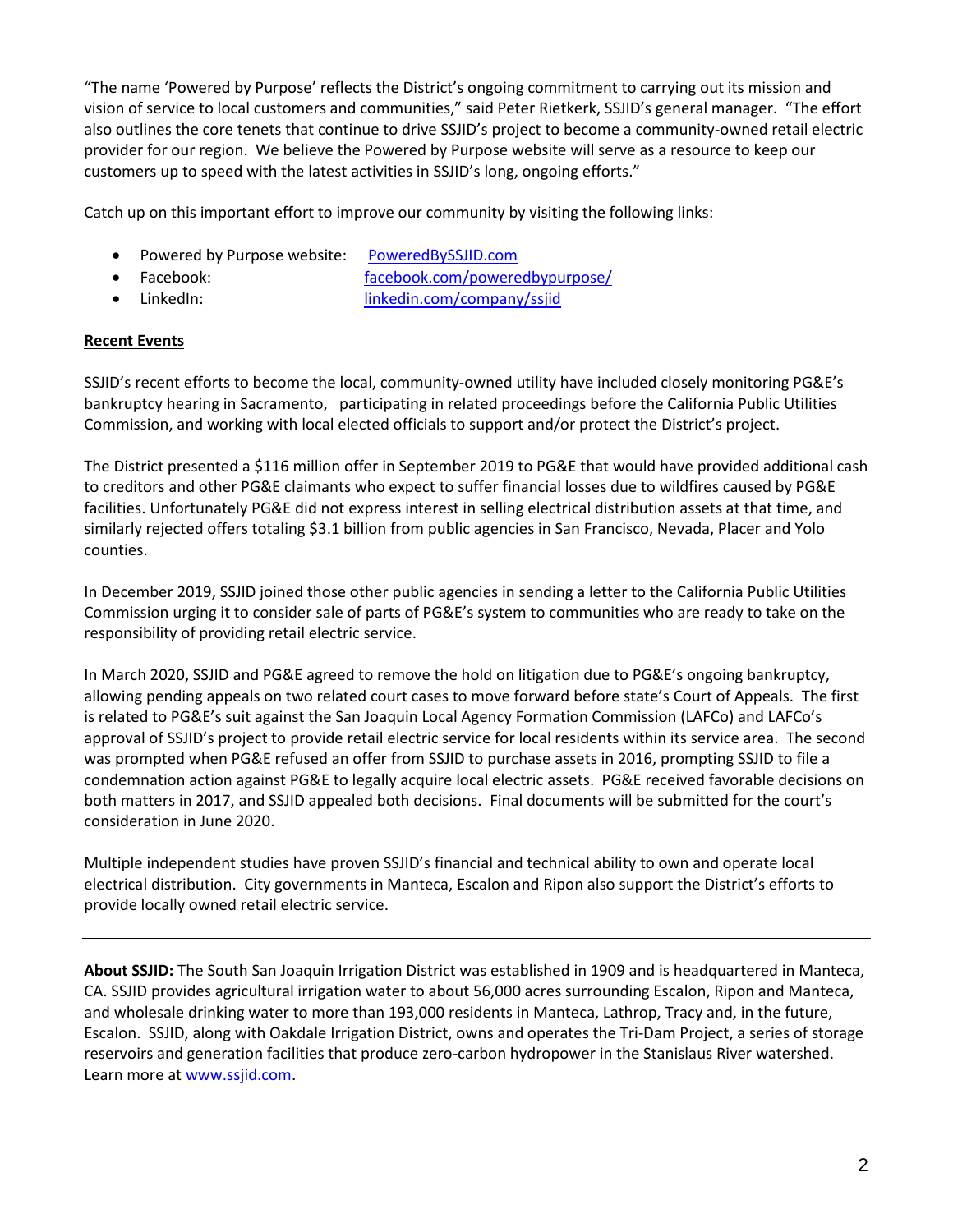"The name 'Powered by Purpose' reflects the District's ongoing commitment to carrying out its mission and vision of service to local customers and communities," said Peter Rietkerk, SSJID's general manager. "The effort also outlines the core tenets that continue to drive SSJID's project to become a community-owned retail electric provider for our region. We believe the Powered by Purpose website will serve as a resource to keep our customers up to speed with the latest activities in SSJID's long, ongoing efforts."

Catch up on this important effort to improve our community by visiting the following links:

- Powered by Purpose website: PoweredBySSJID.com
- Facebook: facebook.com/poweredbypurpose/
- LinkedIn: linkedin.com/company/ssjid

**Recent Events**

SSJID's recent efforts to become the local, community-owned utility have included closely monitoring PG&E's bankruptcy hearing in Sacramento, participating in related proceedings before the California Public Utilities Commission, and working with local elected officials to support and/or protect the District's project.

The District presented a $116 million offer in September 2019 to PG&E that would have provided additional cash to creditors and other PG&E claimants who expect to suffer financial losses due to wildfires caused by PG&E facilities. Unfortunately PG&E did not express interest in selling electrical distribution assets at that time, and similarly rejected offers totaling $3.1 billion from public agencies in San Francisco, Nevada, Placer and Yolo counties.

In December 2019, SSJID joined those other public agencies in sending a letter to the California Public Utilities Commission urging it to consider sale of parts of PG&E's system to communities who are ready to take on the responsibility of providing retail electric service.

In March 2020, SSJID and PG&E agreed to remove the hold on litigation due to PG&E's ongoing bankruptcy, allowing pending appeals on two related court cases to move forward before state's Court of Appeals. The first is related to PG&E's suit against the San Joaquin Local Agency Formation Commission (LAFCo) and LAFCo's approval of SSJID's project to provide retail electric service for local residents within its service area. The second was prompted when PG&E refused an offer from SSJID to purchase assets in 2016, prompting SSJID to file a condemnation action against PG&E to legally acquire local electric assets. PG&E received favorable decisions on both matters in 2017, and SSJID appealed both decisions. Final documents will be submitted for the court's consideration in June 2020.

Multiple independent studies have proven SSJID's financial and technical ability to own and operate local electrical distribution. City governments in Manteca, Escalon and Ripon also support the District's efforts to provide locally owned retail electric service.

---

**About SSJID:** The South San Joaquin Irrigation District was established in 1909 and is headquartered in Manteca, CA. SSJID provides agricultural irrigation water to about 56,000 acres surrounding Escalon, Ripon and Manteca, and wholesale drinking water to more than 193,000 residents in Manteca, Lathrop, Tracy and, in the future, Escalon. SSJID, along with Oakdale Irrigation District, owns and operates the Tri-Dam Project, a series of storage reservoirs and generation facilities that produce zero-carbon hydropower in the Stanislaus River watershed. Learn more at www.ssjid.com.